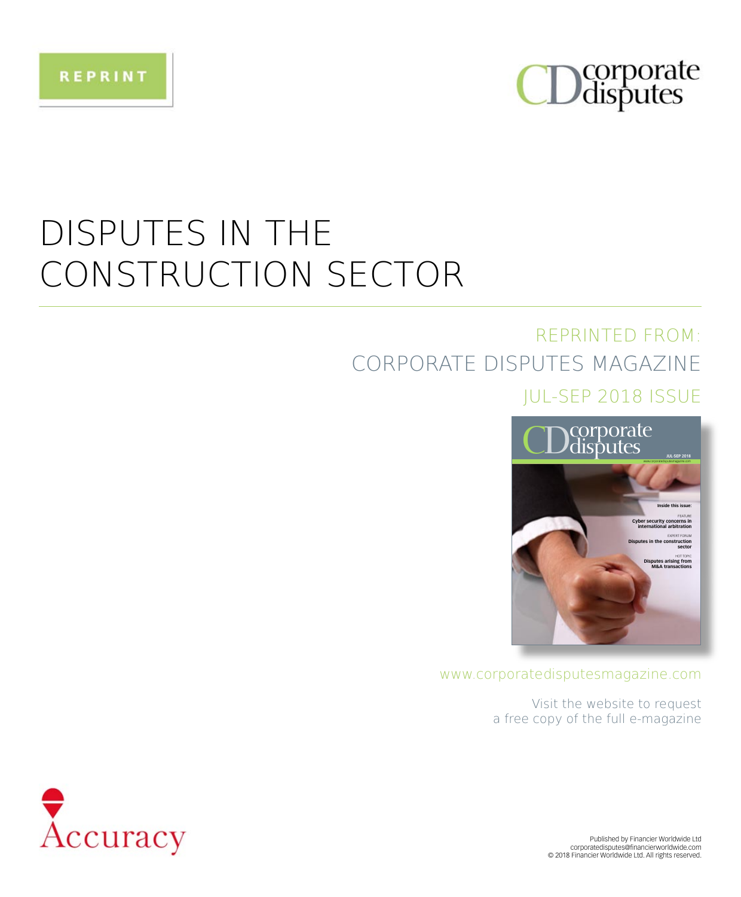REPRINT

# DISPUTES IN THE CONSTRUCTION SECTOR

REPRINTED FROM:
CORPORATE DISPUTES MAGAZINE
JUL-SEP 2018 ISSUE

www.corporatedisputesmagazine.com

Visit the website to request a free copy of the full e-magazine

Accuracy

Published by Financier Worldwide Ltd
corporatedisputes@financierworldwide.com
© 2018 Financier Worldwide Ltd. All rights reserved.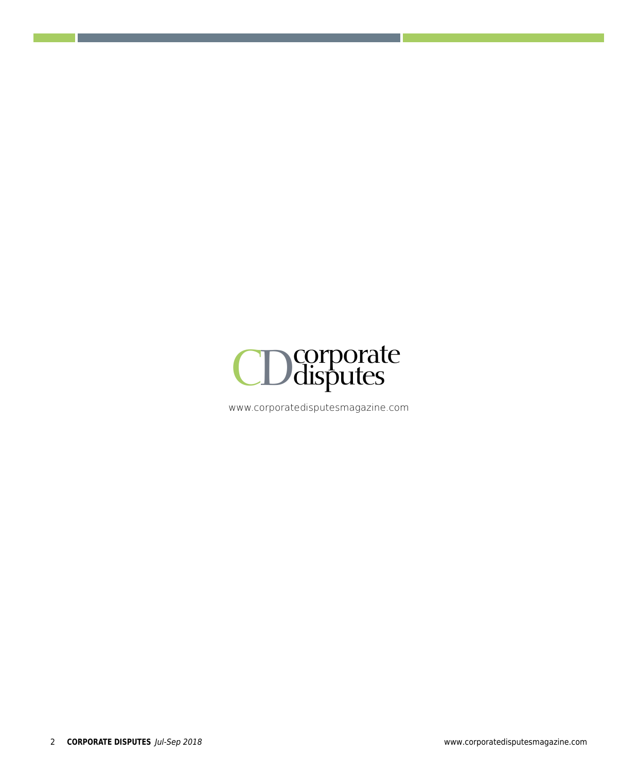CD corporate disputes

www.corporatedisputesmagazine.com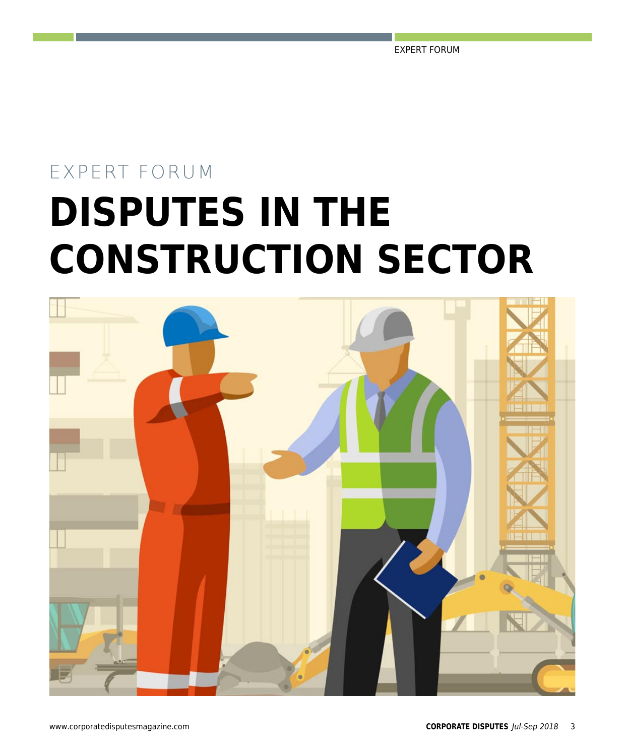EXPERT FORUM

# DISPUTES IN THE CONSTRUCTION SECTOR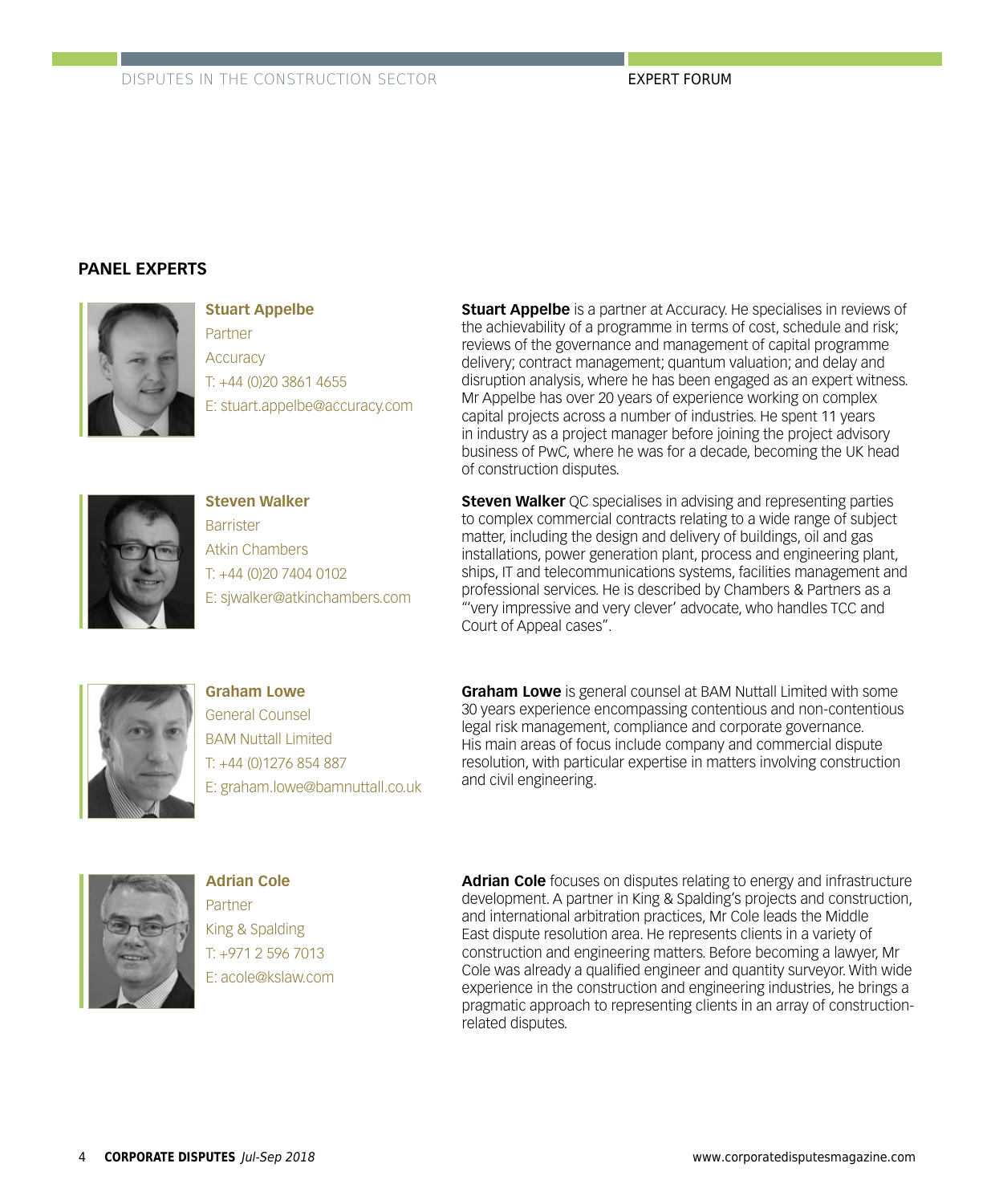## PANEL EXPERTS

**Stuart Appelbe**
Partner
Accuracy
T: +44 (0)20 3861 4655
E: stuart.appelbe@accuracy.com

**Stuart Appelbe** is a partner at Accuracy. He specialises in reviews of the achievability of a programme in terms of cost, schedule and risk; reviews of the governance and management of capital programme delivery; contract management; quantum valuation; and delay and disruption analysis, where he has been engaged as an expert witness. Mr Appelbe has over 20 years of experience working on complex capital projects across a number of industries. He spent 11 years in industry as a project manager before joining the project advisory business of PwC, where he was for a decade, becoming the UK head of construction disputes.

**Steven Walker**
Barrister
Atkin Chambers
T: +44 (0)20 7404 0102
E: sjwalker@atkinchambers.com

**Steven Walker** QC specialises in advising and representing parties to complex commercial contracts relating to a wide range of subject matter, including the design and delivery of buildings, oil and gas installations, power generation plant, process and engineering plant, ships, IT and telecommunications systems, facilities management and professional services. He is described by Chambers & Partners as a "'very impressive and very clever' advocate, who handles TCC and Court of Appeal cases".

**Graham Lowe**
General Counsel
BAM Nuttall Limited
T: +44 (0)1276 854 887
E: graham.lowe@bamnuttall.co.uk

**Graham Lowe** is general counsel at BAM Nuttall Limited with some 30 years experience encompassing contentious and non-contentious legal risk management, compliance and corporate governance. His main areas of focus include company and commercial dispute resolution, with particular expertise in matters involving construction and civil engineering.

**Adrian Cole**
Partner
King & Spalding
T: +971 2 596 7013
E: acole@kslaw.com

**Adrian Cole** focuses on disputes relating to energy and infrastructure development. A partner in King & Spalding's projects and construction, and international arbitration practices, Mr Cole leads the Middle East dispute resolution area. He represents clients in a variety of construction and engineering matters. Before becoming a lawyer, Mr Cole was already a qualified engineer and quantity surveyor. With wide experience in the construction and engineering industries, he brings a pragmatic approach to representing clients in an array of construction-related disputes.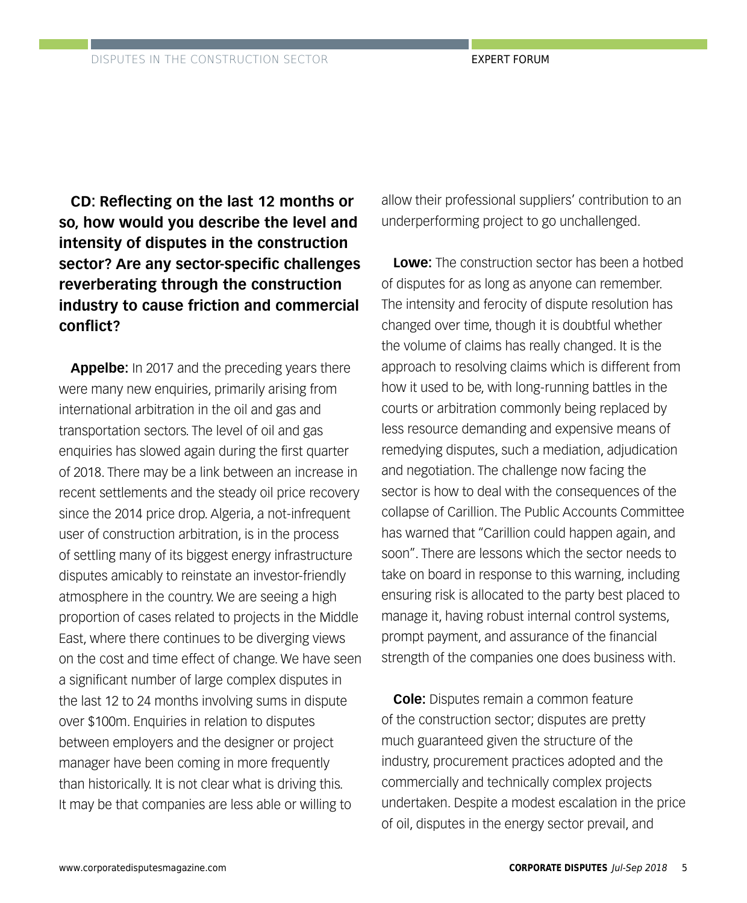**CD: Reflecting on the last 12 months or so, how would you describe the level and intensity of disputes in the construction sector? Are any sector-specific challenges reverberating through the construction industry to cause friction and commercial conflict?**

**Appelbe:** In 2017 and the preceding years there were many new enquiries, primarily arising from international arbitration in the oil and gas and transportation sectors. The level of oil and gas enquiries has slowed again during the first quarter of 2018. There may be a link between an increase in recent settlements and the steady oil price recovery since the 2014 price drop. Algeria, a not-infrequent user of construction arbitration, is in the process of settling many of its biggest energy infrastructure disputes amicably to reinstate an investor-friendly atmosphere in the country. We are seeing a high proportion of cases related to projects in the Middle East, where there continues to be diverging views on the cost and time effect of change. We have seen a significant number of large complex disputes in the last 12 to 24 months involving sums in dispute over $100m. Enquiries in relation to disputes between employers and the designer or project manager have been coming in more frequently than historically. It is not clear what is driving this. It may be that companies are less able or willing to allow their professional suppliers' contribution to an underperforming project to go unchallenged.

**Lowe:** The construction sector has been a hotbed of disputes for as long as anyone can remember. The intensity and ferocity of dispute resolution has changed over time, though it is doubtful whether the volume of claims has really changed. It is the approach to resolving claims which is different from how it used to be, with long-running battles in the courts or arbitration commonly being replaced by less resource demanding and expensive means of remedying disputes, such a mediation, adjudication and negotiation. The challenge now facing the sector is how to deal with the consequences of the collapse of Carillion. The Public Accounts Committee has warned that "Carillion could happen again, and soon". There are lessons which the sector needs to take on board in response to this warning, including ensuring risk is allocated to the party best placed to manage it, having robust internal control systems, prompt payment, and assurance of the financial strength of the companies one does business with.

**Cole:** Disputes remain a common feature of the construction sector; disputes are pretty much guaranteed given the structure of the industry, procurement practices adopted and the commercially and technically complex projects undertaken. Despite a modest escalation in the price of oil, disputes in the energy sector prevail, and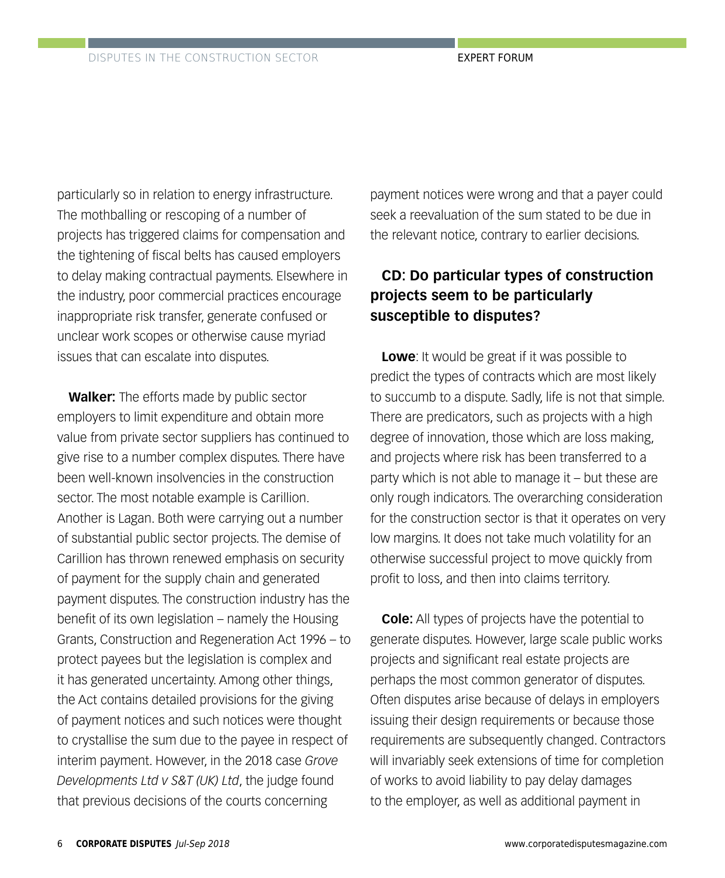particularly so in relation to energy infrastructure. The mothballing or rescoping of a number of projects has triggered claims for compensation and the tightening of fiscal belts has caused employers to delay making contractual payments. Elsewhere in the industry, poor commercial practices encourage inappropriate risk transfer, generate confused or unclear work scopes or otherwise cause myriad issues that can escalate into disputes.

**Walker:** The efforts made by public sector employers to limit expenditure and obtain more value from private sector suppliers has continued to give rise to a number complex disputes. There have been well-known insolvencies in the construction sector. The most notable example is Carillion. Another is Lagan. Both were carrying out a number of substantial public sector projects. The demise of Carillion has thrown renewed emphasis on security of payment for the supply chain and generated payment disputes. The construction industry has the benefit of its own legislation – namely the Housing Grants, Construction and Regeneration Act 1996 – to protect payees but the legislation is complex and it has generated uncertainty. Among other things, the Act contains detailed provisions for the giving of payment notices and such notices were thought to crystallise the sum due to the payee in respect of interim payment. However, in the 2018 case *Grove Developments Ltd v S&T (UK) Ltd*, the judge found that previous decisions of the courts concerning payment notices were wrong and that a payer could seek a reevaluation of the sum stated to be due in the relevant notice, contrary to earlier decisions.

**CD: Do particular types of construction projects seem to be particularly susceptible to disputes?**

**Lowe**: It would be great if it was possible to predict the types of contracts which are most likely to succumb to a dispute. Sadly, life is not that simple. There are predicators, such as projects with a high degree of innovation, those which are loss making, and projects where risk has been transferred to a party which is not able to manage it – but these are only rough indicators. The overarching consideration for the construction sector is that it operates on very low margins. It does not take much volatility for an otherwise successful project to move quickly from profit to loss, and then into claims territory.

**Cole:** All types of projects have the potential to generate disputes. However, large scale public works projects and significant real estate projects are perhaps the most common generator of disputes. Often disputes arise because of delays in employers issuing their design requirements or because those requirements are subsequently changed. Contractors will invariably seek extensions of time for completion of works to avoid liability to pay delay damages to the employer, as well as additional payment in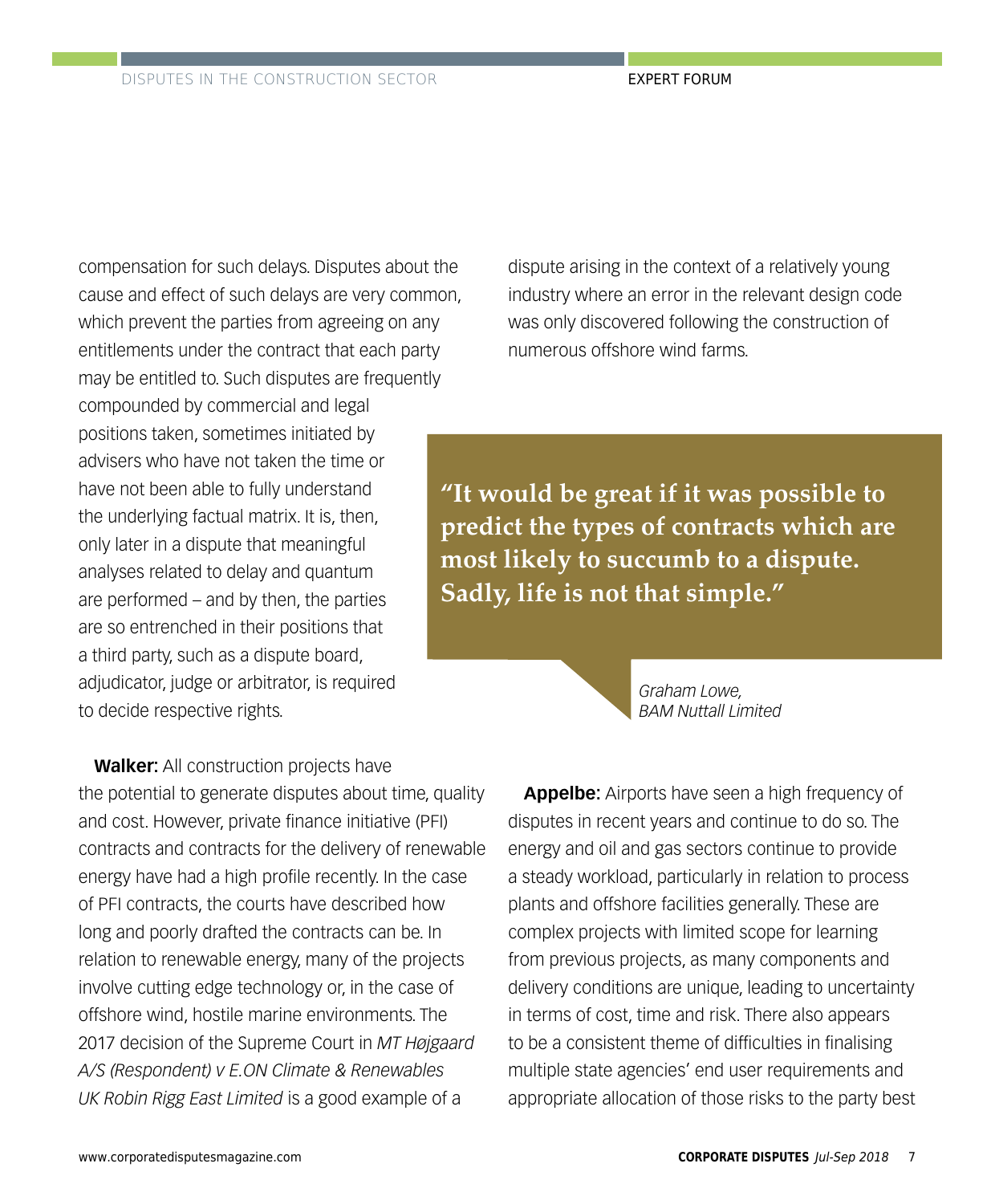compensation for such delays. Disputes about the cause and effect of such delays are very common, which prevent the parties from agreeing on any entitlements under the contract that each party may be entitled to. Such disputes are frequently compounded by commercial and legal positions taken, sometimes initiated by advisers who have not taken the time or have not been able to fully understand the underlying factual matrix. It is, then, only later in a dispute that meaningful analyses related to delay and quantum are performed – and by then, the parties are so entrenched in their positions that a third party, such as a dispute board, adjudicator, judge or arbitrator, is required to decide respective rights.

**Walker:** All construction projects have the potential to generate disputes about time, quality and cost. However, private finance initiative (PFI) contracts and contracts for the delivery of renewable energy have had a high profile recently. In the case of PFI contracts, the courts have described how long and poorly drafted the contracts can be. In relation to renewable energy, many of the projects involve cutting edge technology or, in the case of offshore wind, hostile marine environments. The 2017 decision of the Supreme Court in *MT Højgaard A/S (Respondent) v E.ON Climate & Renewables UK Robin Rigg East Limited* is a good example of a dispute arising in the context of a relatively young industry where an error in the relevant design code was only discovered following the construction of numerous offshore wind farms.

> **"It would be great if it was possible to predict the types of contracts which are most likely to succumb to a dispute. Sadly, life is not that simple."**
>
> *Graham Lowe, BAM Nuttall Limited*

**Appelbe:** Airports have seen a high frequency of disputes in recent years and continue to do so. The energy and oil and gas sectors continue to provide a steady workload, particularly in relation to process plants and offshore facilities generally. These are complex projects with limited scope for learning from previous projects, as many components and delivery conditions are unique, leading to uncertainty in terms of cost, time and risk. There also appears to be a consistent theme of difficulties in finalising multiple state agencies' end user requirements and appropriate allocation of those risks to the party best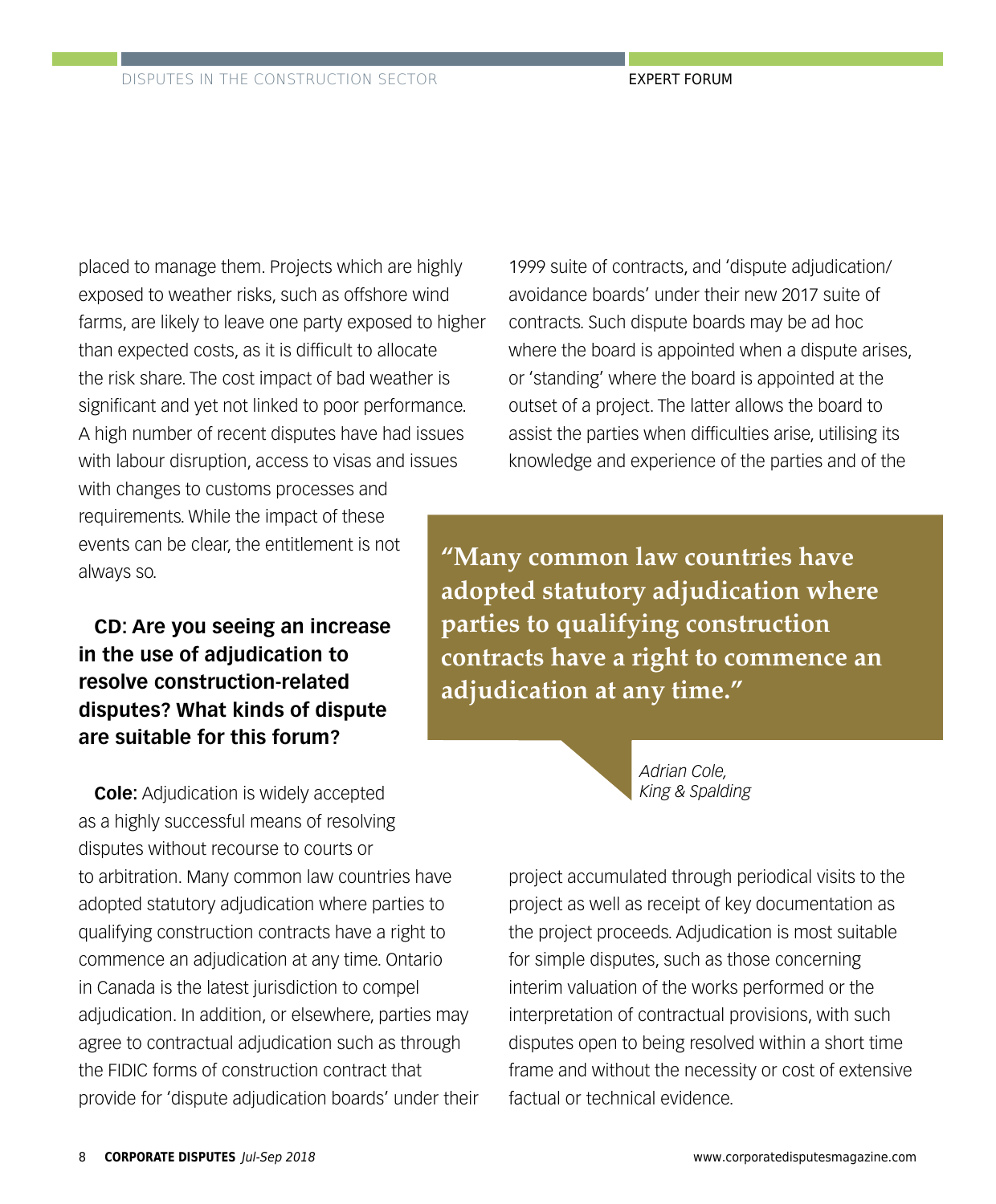placed to manage them. Projects which are highly exposed to weather risks, such as offshore wind farms, are likely to leave one party exposed to higher than expected costs, as it is difficult to allocate the risk share. The cost impact of bad weather is significant and yet not linked to poor performance. A high number of recent disputes have had issues with labour disruption, access to visas and issues with changes to customs processes and requirements. While the impact of these events can be clear, the entitlement is not always so.

**CD: Are you seeing an increase in the use of adjudication to resolve construction-related disputes? What kinds of dispute are suitable for this forum?**

**Cole:** Adjudication is widely accepted as a highly successful means of resolving disputes without recourse to courts or to arbitration. Many common law countries have adopted statutory adjudication where parties to qualifying construction contracts have a right to commence an adjudication at any time. Ontario in Canada is the latest jurisdiction to compel adjudication. In addition, or elsewhere, parties may agree to contractual adjudication such as through the FIDIC forms of construction contract that provide for 'dispute adjudication boards' under their 1999 suite of contracts, and 'dispute adjudication/avoidance boards' under their new 2017 suite of contracts. Such dispute boards may be ad hoc where the board is appointed when a dispute arises, or 'standing' where the board is appointed at the outset of a project. The latter allows the board to assist the parties when difficulties arise, utilising its knowledge and experience of the parties and of the project accumulated through periodical visits to the project as well as receipt of key documentation as the project proceeds. Adjudication is most suitable for simple disputes, such as those concerning interim valuation of the works performed or the interpretation of contractual provisions, with such disputes open to being resolved within a short time frame and without the necessity or cost of extensive factual or technical evidence.

> **"Many common law countries have adopted statutory adjudication where parties to qualifying construction contracts have a right to commence an adjudication at any time."**
>
> *Adrian Cole, King & Spalding*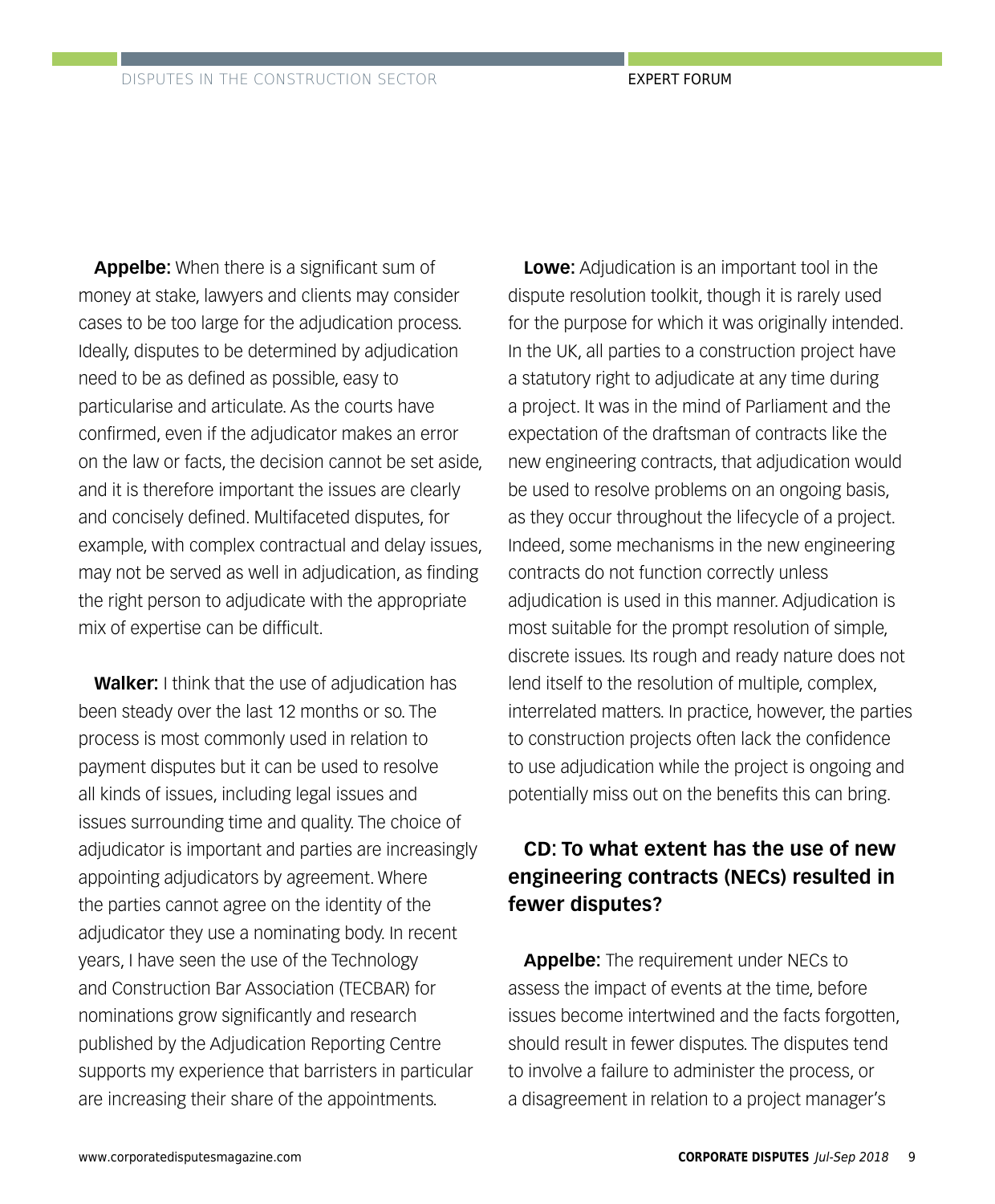**Appelbe:** When there is a significant sum of money at stake, lawyers and clients may consider cases to be too large for the adjudication process. Ideally, disputes to be determined by adjudication need to be as defined as possible, easy to particularise and articulate. As the courts have confirmed, even if the adjudicator makes an error on the law or facts, the decision cannot be set aside, and it is therefore important the issues are clearly and concisely defined. Multifaceted disputes, for example, with complex contractual and delay issues, may not be served as well in adjudication, as finding the right person to adjudicate with the appropriate mix of expertise can be difficult.

**Walker:** I think that the use of adjudication has been steady over the last 12 months or so. The process is most commonly used in relation to payment disputes but it can be used to resolve all kinds of issues, including legal issues and issues surrounding time and quality. The choice of adjudicator is important and parties are increasingly appointing adjudicators by agreement. Where the parties cannot agree on the identity of the adjudicator they use a nominating body. In recent years, I have seen the use of the Technology and Construction Bar Association (TECBAR) for nominations grow significantly and research published by the Adjudication Reporting Centre supports my experience that barristers in particular are increasing their share of the appointments.

**Lowe:** Adjudication is an important tool in the dispute resolution toolkit, though it is rarely used for the purpose for which it was originally intended. In the UK, all parties to a construction project have a statutory right to adjudicate at any time during a project. It was in the mind of Parliament and the expectation of the draftsman of contracts like the new engineering contracts, that adjudication would be used to resolve problems on an ongoing basis, as they occur throughout the lifecycle of a project. Indeed, some mechanisms in the new engineering contracts do not function correctly unless adjudication is used in this manner. Adjudication is most suitable for the prompt resolution of simple, discrete issues. Its rough and ready nature does not lend itself to the resolution of multiple, complex, interrelated matters. In practice, however, the parties to construction projects often lack the confidence to use adjudication while the project is ongoing and potentially miss out on the benefits this can bring.

### CD: To what extent has the use of new engineering contracts (NECs) resulted in fewer disputes?

**Appelbe:** The requirement under NECs to assess the impact of events at the time, before issues become intertwined and the facts forgotten, should result in fewer disputes. The disputes tend to involve a failure to administer the process, or a disagreement in relation to a project manager's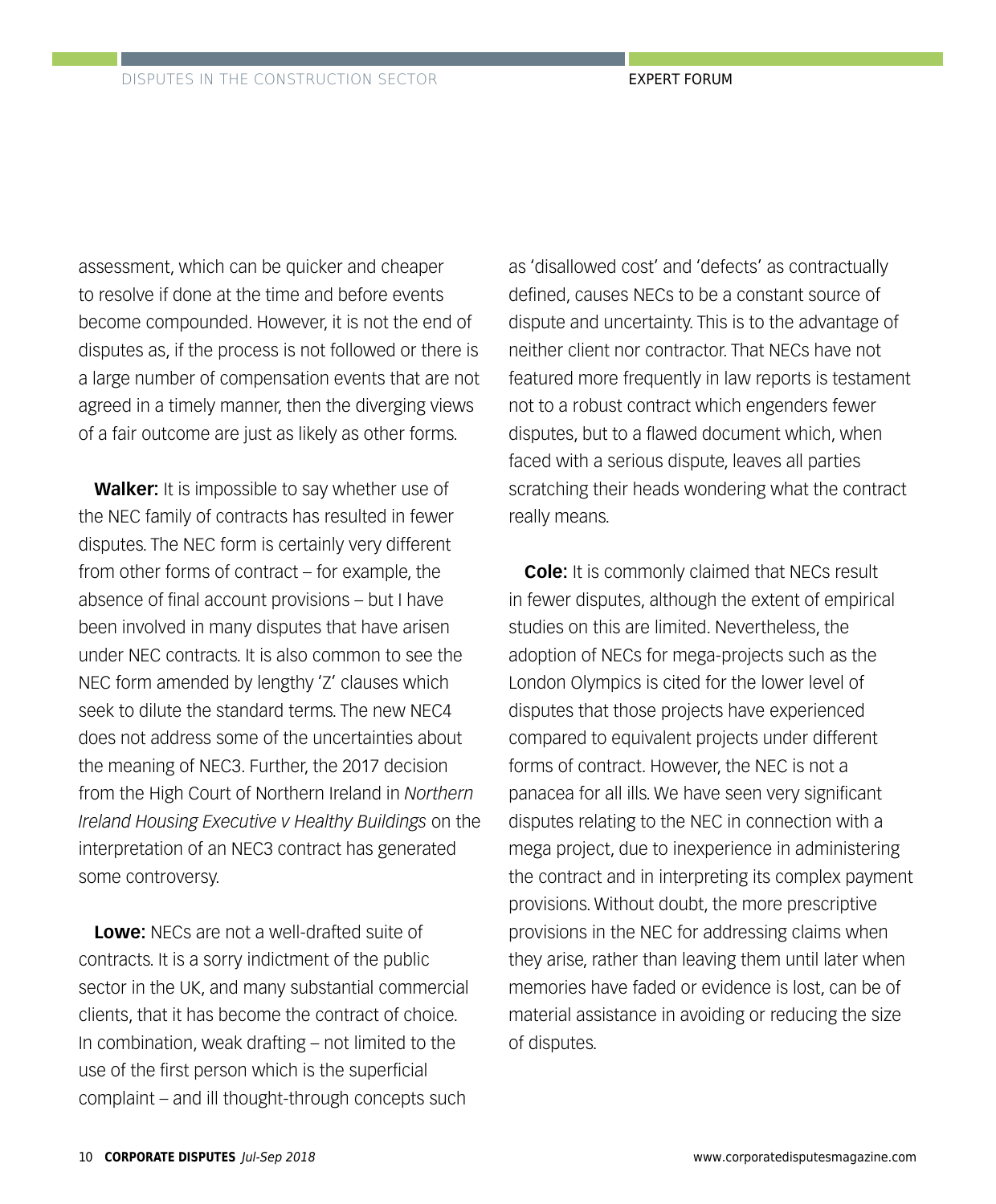assessment, which can be quicker and cheaper to resolve if done at the time and before events become compounded. However, it is not the end of disputes as, if the process is not followed or there is a large number of compensation events that are not agreed in a timely manner, then the diverging views of a fair outcome are just as likely as other forms.

**Walker:** It is impossible to say whether use of the NEC family of contracts has resulted in fewer disputes. The NEC form is certainly very different from other forms of contract – for example, the absence of final account provisions – but I have been involved in many disputes that have arisen under NEC contracts. It is also common to see the NEC form amended by lengthy 'Z' clauses which seek to dilute the standard terms. The new NEC4 does not address some of the uncertainties about the meaning of NEC3. Further, the 2017 decision from the High Court of Northern Ireland in *Northern Ireland Housing Executive v Healthy Buildings* on the interpretation of an NEC3 contract has generated some controversy.

**Lowe:** NECs are not a well-drafted suite of contracts. It is a sorry indictment of the public sector in the UK, and many substantial commercial clients, that it has become the contract of choice. In combination, weak drafting – not limited to the use of the first person which is the superficial complaint – and ill thought-through concepts such as 'disallowed cost' and 'defects' as contractually defined, causes NECs to be a constant source of dispute and uncertainty. This is to the advantage of neither client nor contractor. That NECs have not featured more frequently in law reports is testament not to a robust contract which engenders fewer disputes, but to a flawed document which, when faced with a serious dispute, leaves all parties scratching their heads wondering what the contract really means.

**Cole:** It is commonly claimed that NECs result in fewer disputes, although the extent of empirical studies on this are limited. Nevertheless, the adoption of NECs for mega-projects such as the London Olympics is cited for the lower level of disputes that those projects have experienced compared to equivalent projects under different forms of contract. However, the NEC is not a panacea for all ills. We have seen very significant disputes relating to the NEC in connection with a mega project, due to inexperience in administering the contract and in interpreting its complex payment provisions. Without doubt, the more prescriptive provisions in the NEC for addressing claims when they arise, rather than leaving them until later when memories have faded or evidence is lost, can be of material assistance in avoiding or reducing the size of disputes.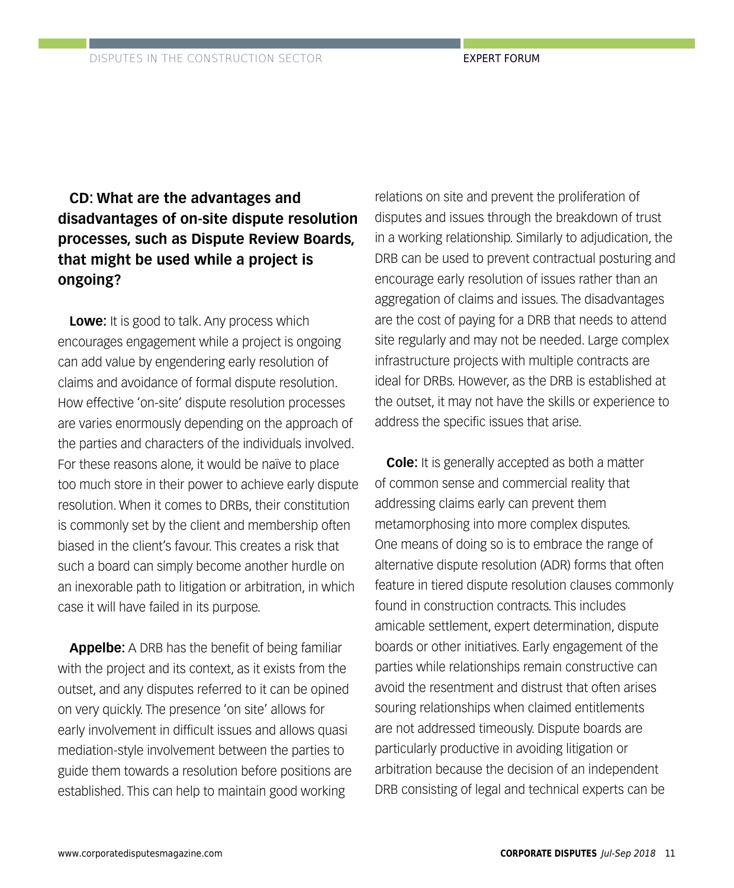**CD: What are the advantages and disadvantages of on-site dispute resolution processes, such as Dispute Review Boards, that might be used while a project is ongoing?**

**Lowe:** It is good to talk. Any process which encourages engagement while a project is ongoing can add value by engendering early resolution of claims and avoidance of formal dispute resolution. How effective 'on-site' dispute resolution processes are varies enormously depending on the approach of the parties and characters of the individuals involved. For these reasons alone, it would be naïve to place too much store in their power to achieve early dispute resolution. When it comes to DRBs, their constitution is commonly set by the client and membership often biased in the client's favour. This creates a risk that such a board can simply become another hurdle on an inexorable path to litigation or arbitration, in which case it will have failed in its purpose.

**Appelbe:** A DRB has the benefit of being familiar with the project and its context, as it exists from the outset, and any disputes referred to it can be opined on very quickly. The presence 'on site' allows for early involvement in difficult issues and allows quasi mediation-style involvement between the parties to guide them towards a resolution before positions are established. This can help to maintain good working relations on site and prevent the proliferation of disputes and issues through the breakdown of trust in a working relationship. Similarly to adjudication, the DRB can be used to prevent contractual posturing and encourage early resolution of issues rather than an aggregation of claims and issues. The disadvantages are the cost of paying for a DRB that needs to attend site regularly and may not be needed. Large complex infrastructure projects with multiple contracts are ideal for DRBs. However, as the DRB is established at the outset, it may not have the skills or experience to address the specific issues that arise.

**Cole:** It is generally accepted as both a matter of common sense and commercial reality that addressing claims early can prevent them metamorphosing into more complex disputes. One means of doing so is to embrace the range of alternative dispute resolution (ADR) forms that often feature in tiered dispute resolution clauses commonly found in construction contracts. This includes amicable settlement, expert determination, dispute boards or other initiatives. Early engagement of the parties while relationships remain constructive can avoid the resentment and distrust that often arises souring relationships when claimed entitlements are not addressed timeously. Dispute boards are particularly productive in avoiding litigation or arbitration because the decision of an independent DRB consisting of legal and technical experts can be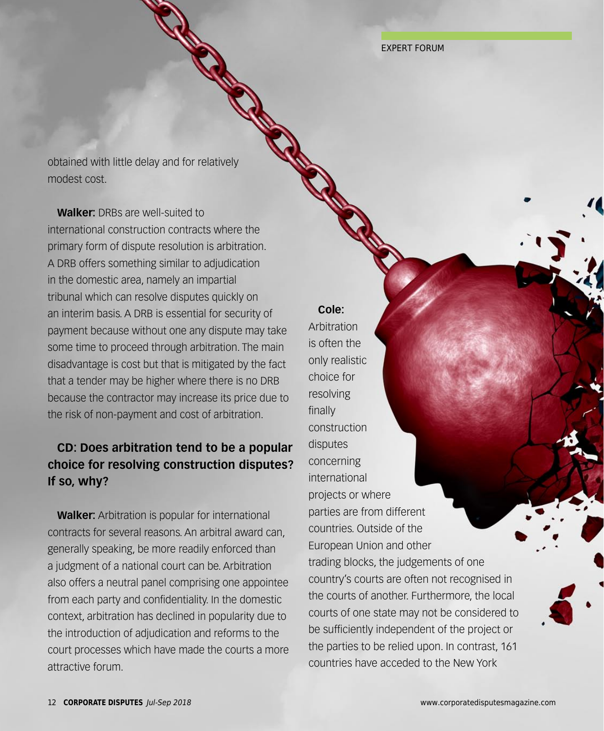obtained with little delay and for relatively modest cost.

**Walker:** DRBs are well-suited to international construction contracts where the primary form of dispute resolution is arbitration. A DRB offers something similar to adjudication in the domestic area, namely an impartial tribunal which can resolve disputes quickly on an interim basis. A DRB is essential for security of payment because without one any dispute may take some time to proceed through arbitration. The main disadvantage is cost but that is mitigated by the fact that a tender may be higher where there is no DRB because the contractor may increase its price due to the risk of non-payment and cost of arbitration.

**CD: Does arbitration tend to be a popular choice for resolving construction disputes? If so, why?**

**Walker:** Arbitration is popular for international contracts for several reasons. An arbitral award can, generally speaking, be more readily enforced than a judgment of a national court can be. Arbitration also offers a neutral panel comprising one appointee from each party and confidentiality. In the domestic context, arbitration has declined in popularity due to the introduction of adjudication and reforms to the court processes which have made the courts a more attractive forum.

**Cole:** Arbitration is often the only realistic choice for resolving finally construction disputes concerning international projects or where parties are from different countries. Outside of the European Union and other trading blocks, the judgements of one country's courts are often not recognised in the courts of another. Furthermore, the local courts of one state may not be considered to be sufficiently independent of the project or the parties to be relied upon. In contrast, 161 countries have acceded to the New York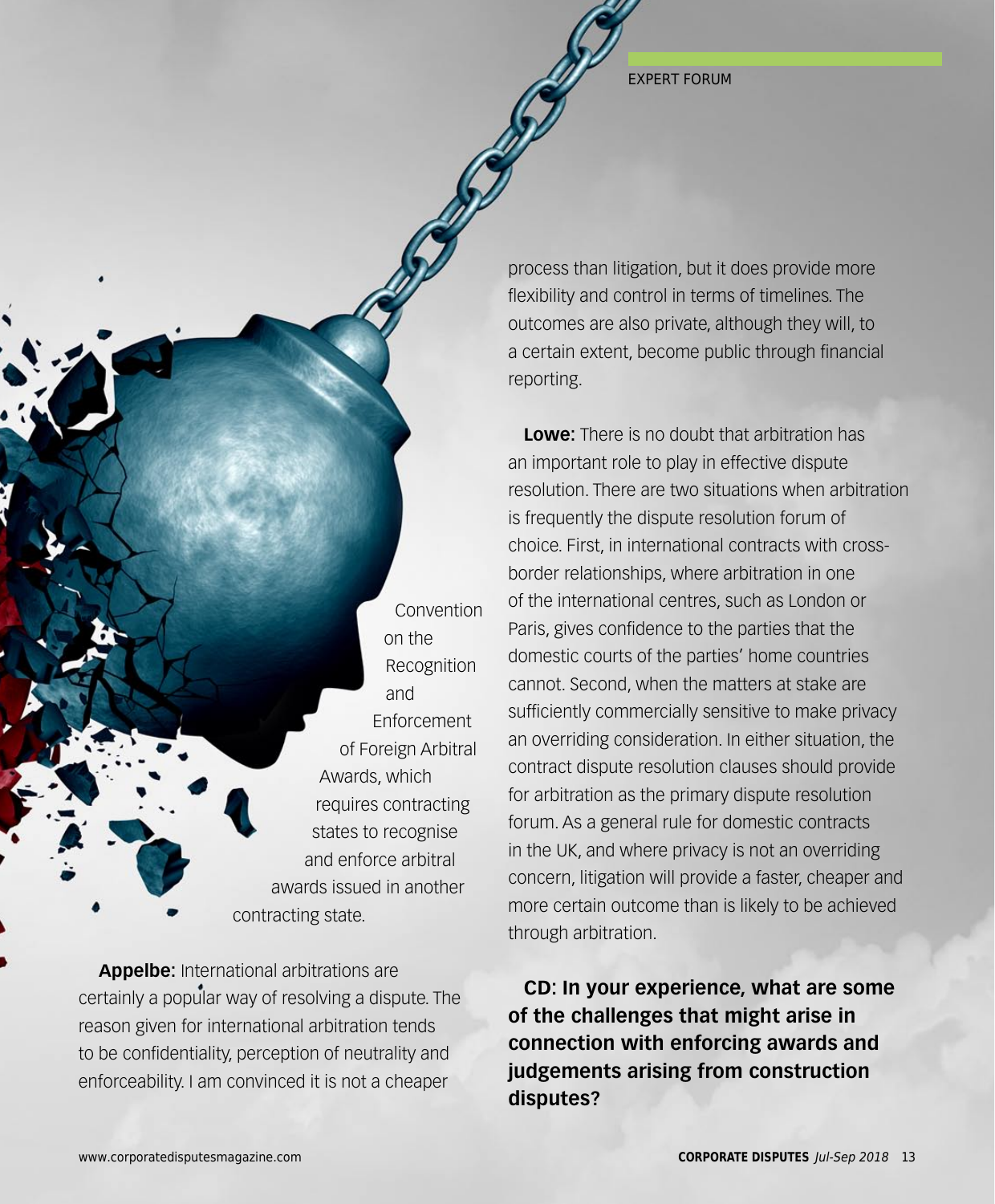Convention on the Recognition and Enforcement of Foreign Arbitral Awards, which requires contracting states to recognise and enforce arbitral awards issued in another contracting state.

**Appelbe:** International arbitrations are certainly a popular way of resolving a dispute. The reason given for international arbitration tends to be confidentiality, perception of neutrality and enforceability. I am convinced it is not a cheaper process than litigation, but it does provide more flexibility and control in terms of timelines. The outcomes are also private, although they will, to a certain extent, become public through financial reporting.

**Lowe:** There is no doubt that arbitration has an important role to play in effective dispute resolution. There are two situations when arbitration is frequently the dispute resolution forum of choice. First, in international contracts with cross-border relationships, where arbitration in one of the international centres, such as London or Paris, gives confidence to the parties that the domestic courts of the parties' home countries cannot. Second, when the matters at stake are sufficiently commercially sensitive to make privacy an overriding consideration. In either situation, the contract dispute resolution clauses should provide for arbitration as the primary dispute resolution forum. As a general rule for domestic contracts in the UK, and where privacy is not an overriding concern, litigation will provide a faster, cheaper and more certain outcome than is likely to be achieved through arbitration.

**CD: In your experience, what are some of the challenges that might arise in connection with enforcing awards and judgements arising from construction disputes?**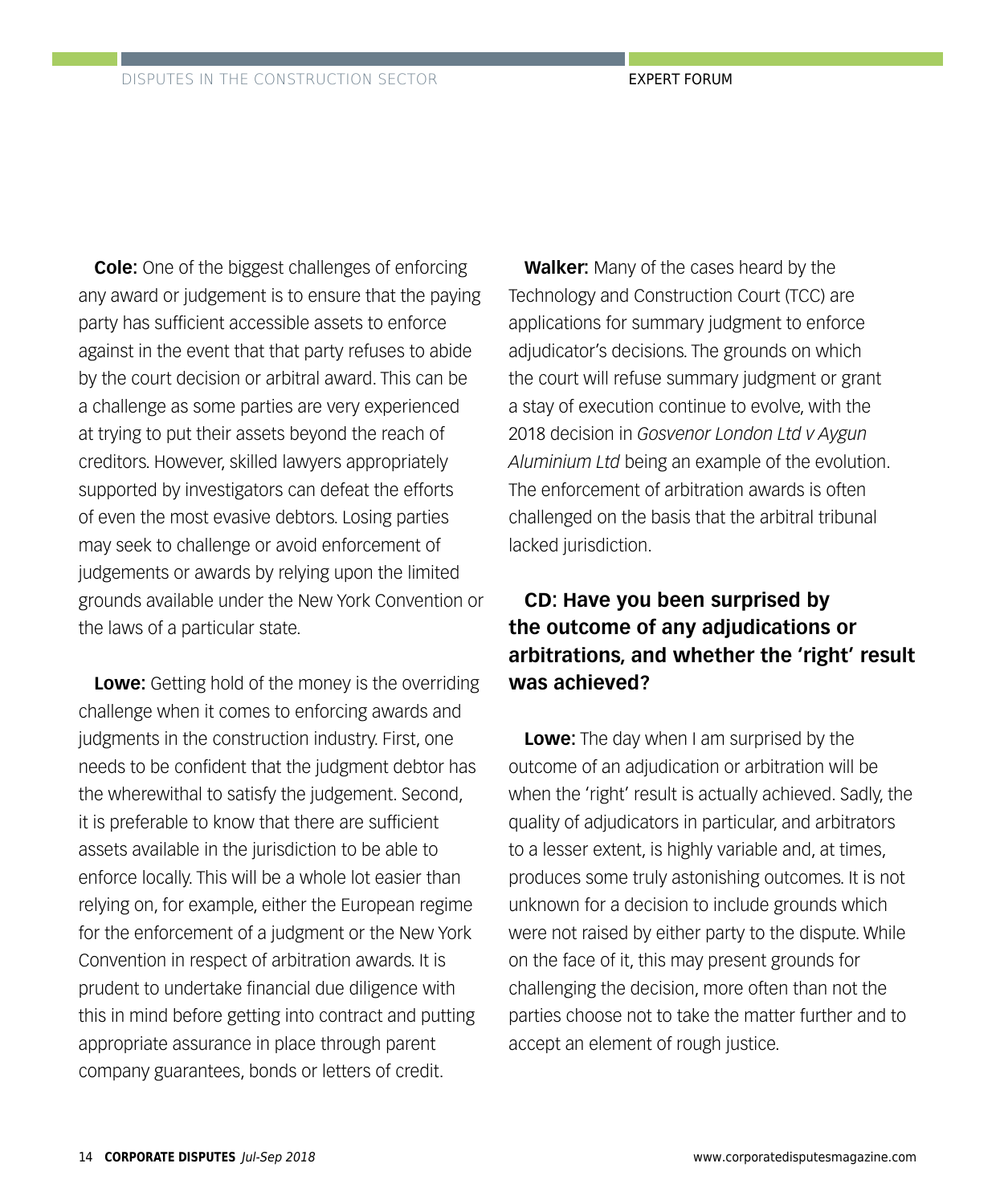**Cole:** One of the biggest challenges of enforcing any award or judgement is to ensure that the paying party has sufficient accessible assets to enforce against in the event that that party refuses to abide by the court decision or arbitral award. This can be a challenge as some parties are very experienced at trying to put their assets beyond the reach of creditors. However, skilled lawyers appropriately supported by investigators can defeat the efforts of even the most evasive debtors. Losing parties may seek to challenge or avoid enforcement of judgements or awards by relying upon the limited grounds available under the New York Convention or the laws of a particular state.

**Lowe:** Getting hold of the money is the overriding challenge when it comes to enforcing awards and judgments in the construction industry. First, one needs to be confident that the judgment debtor has the wherewithal to satisfy the judgement. Second, it is preferable to know that there are sufficient assets available in the jurisdiction to be able to enforce locally. This will be a whole lot easier than relying on, for example, either the European regime for the enforcement of a judgment or the New York Convention in respect of arbitration awards. It is prudent to undertake financial due diligence with this in mind before getting into contract and putting appropriate assurance in place through parent company guarantees, bonds or letters of credit.

**Walker:** Many of the cases heard by the Technology and Construction Court (TCC) are applications for summary judgment to enforce adjudicator's decisions. The grounds on which the court will refuse summary judgment or grant a stay of execution continue to evolve, with the 2018 decision in *Gosvenor London Ltd v Aygun Aluminium Ltd* being an example of the evolution. The enforcement of arbitration awards is often challenged on the basis that the arbitral tribunal lacked jurisdiction.

## CD: Have you been surprised by the outcome of any adjudications or arbitrations, and whether the 'right' result was achieved?

**Lowe:** The day when I am surprised by the outcome of an adjudication or arbitration will be when the 'right' result is actually achieved. Sadly, the quality of adjudicators in particular, and arbitrators to a lesser extent, is highly variable and, at times, produces some truly astonishing outcomes. It is not unknown for a decision to include grounds which were not raised by either party to the dispute. While on the face of it, this may present grounds for challenging the decision, more often than not the parties choose not to take the matter further and to accept an element of rough justice.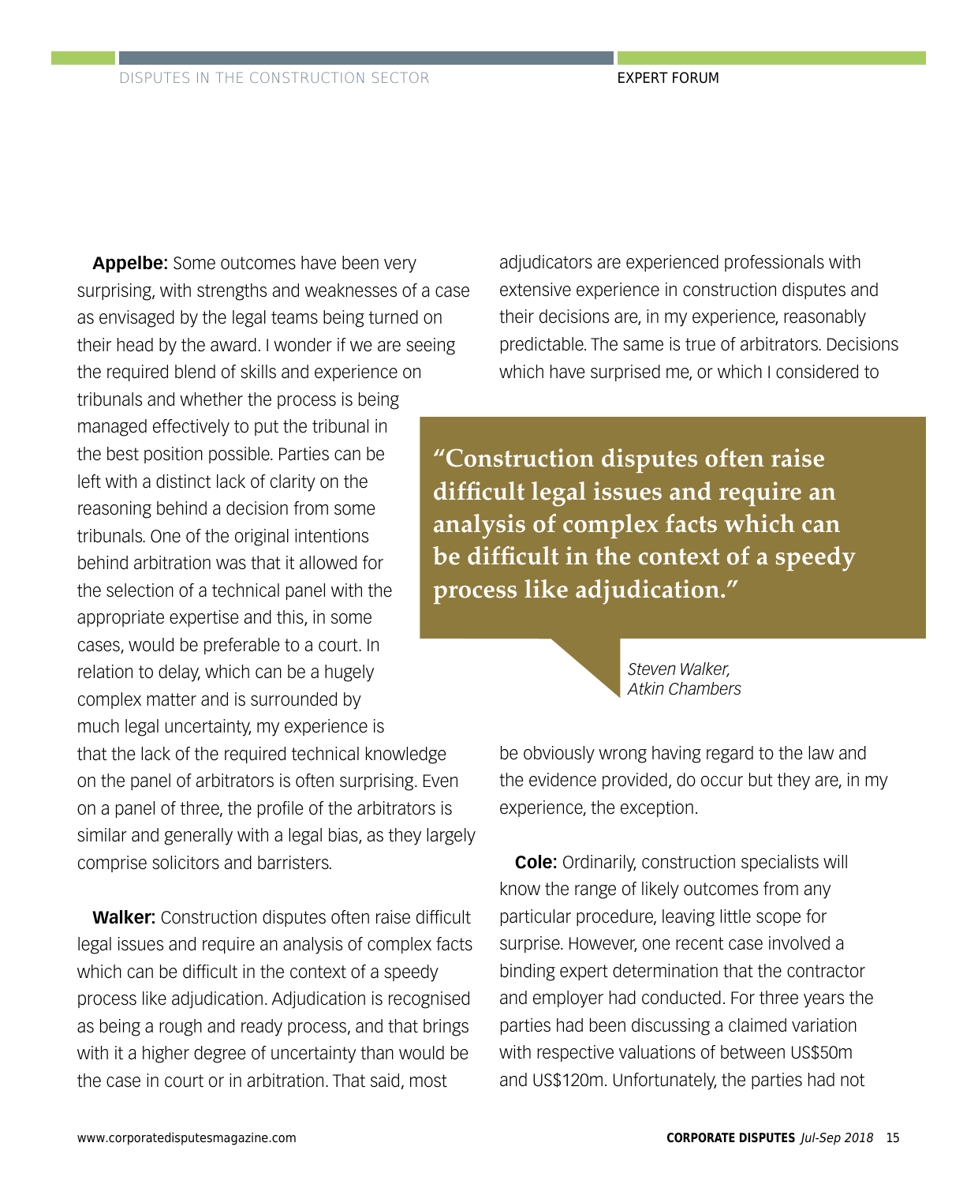**Appelbe:** Some outcomes have been very surprising, with strengths and weaknesses of a case as envisaged by the legal teams being turned on their head by the award. I wonder if we are seeing the required blend of skills and experience on tribunals and whether the process is being managed effectively to put the tribunal in the best position possible. Parties can be left with a distinct lack of clarity on the reasoning behind a decision from some tribunals. One of the original intentions behind arbitration was that it allowed for the selection of a technical panel with the appropriate expertise and this, in some cases, would be preferable to a court. In relation to delay, which can be a hugely complex matter and is surrounded by much legal uncertainty, my experience is that the lack of the required technical knowledge on the panel of arbitrators is often surprising. Even on a panel of three, the profile of the arbitrators is similar and generally with a legal bias, as they largely comprise solicitors and barristers.

**Walker:** Construction disputes often raise difficult legal issues and require an analysis of complex facts which can be difficult in the context of a speedy process like adjudication. Adjudication is recognised as being a rough and ready process, and that brings with it a higher degree of uncertainty than would be the case in court or in arbitration. That said, most adjudicators are experienced professionals with extensive experience in construction disputes and their decisions are, in my experience, reasonably predictable. The same is true of arbitrators. Decisions which have surprised me, or which I considered to be obviously wrong having regard to the law and the evidence provided, do occur but they are, in my experience, the exception.

> **"Construction disputes often raise difficult legal issues and require an analysis of complex facts which can be difficult in the context of a speedy process like adjudication."**
>
> *Steven Walker, Atkin Chambers*

**Cole:** Ordinarily, construction specialists will know the range of likely outcomes from any particular procedure, leaving little scope for surprise. However, one recent case involved a binding expert determination that the contractor and employer had conducted. For three years the parties had been discussing a claimed variation with respective valuations of between US$50m and US$120m. Unfortunately, the parties had not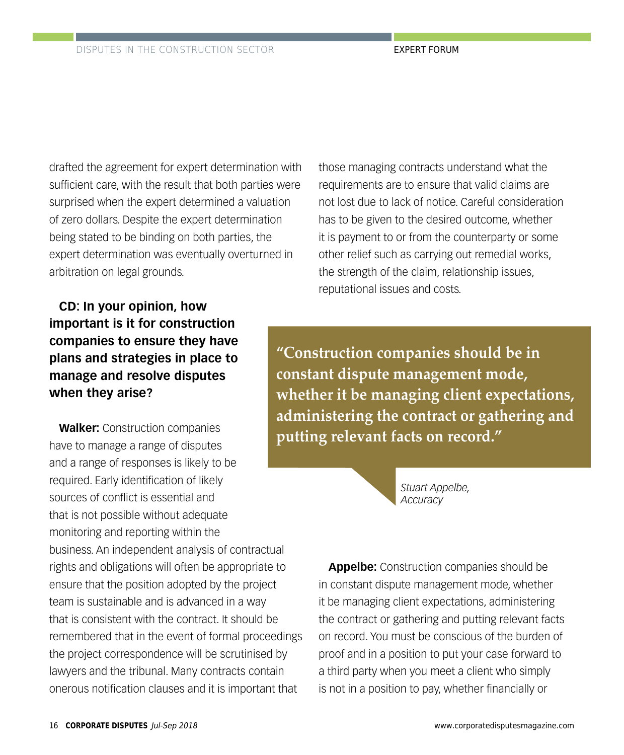drafted the agreement for expert determination with sufficient care, with the result that both parties were surprised when the expert determined a valuation of zero dollars. Despite the expert determination being stated to be binding on both parties, the expert determination was eventually overturned in arbitration on legal grounds.

**CD: In your opinion, how important is it for construction companies to ensure they have plans and strategies in place to manage and resolve disputes when they arise?**

**Walker:** Construction companies have to manage a range of disputes and a range of responses is likely to be required. Early identification of likely sources of conflict is essential and that is not possible without adequate monitoring and reporting within the business. An independent analysis of contractual rights and obligations will often be appropriate to ensure that the position adopted by the project team is sustainable and is advanced in a way that is consistent with the contract. It should be remembered that in the event of formal proceedings the project correspondence will be scrutinised by lawyers and the tribunal. Many contracts contain onerous notification clauses and it is important that those managing contracts understand what the requirements are to ensure that valid claims are not lost due to lack of notice. Careful consideration has to be given to the desired outcome, whether it is payment to or from the counterparty or some other relief such as carrying out remedial works, the strength of the claim, relationship issues, reputational issues and costs.

> **"Construction companies should be in constant dispute management mode, whether it be managing client expectations, administering the contract or gathering and putting relevant facts on record."**
>
> *Stuart Appelbe, Accuracy*

**Appelbe:** Construction companies should be in constant dispute management mode, whether it be managing client expectations, administering the contract or gathering and putting relevant facts on record. You must be conscious of the burden of proof and in a position to put your case forward to a third party when you meet a client who simply is not in a position to pay, whether financially or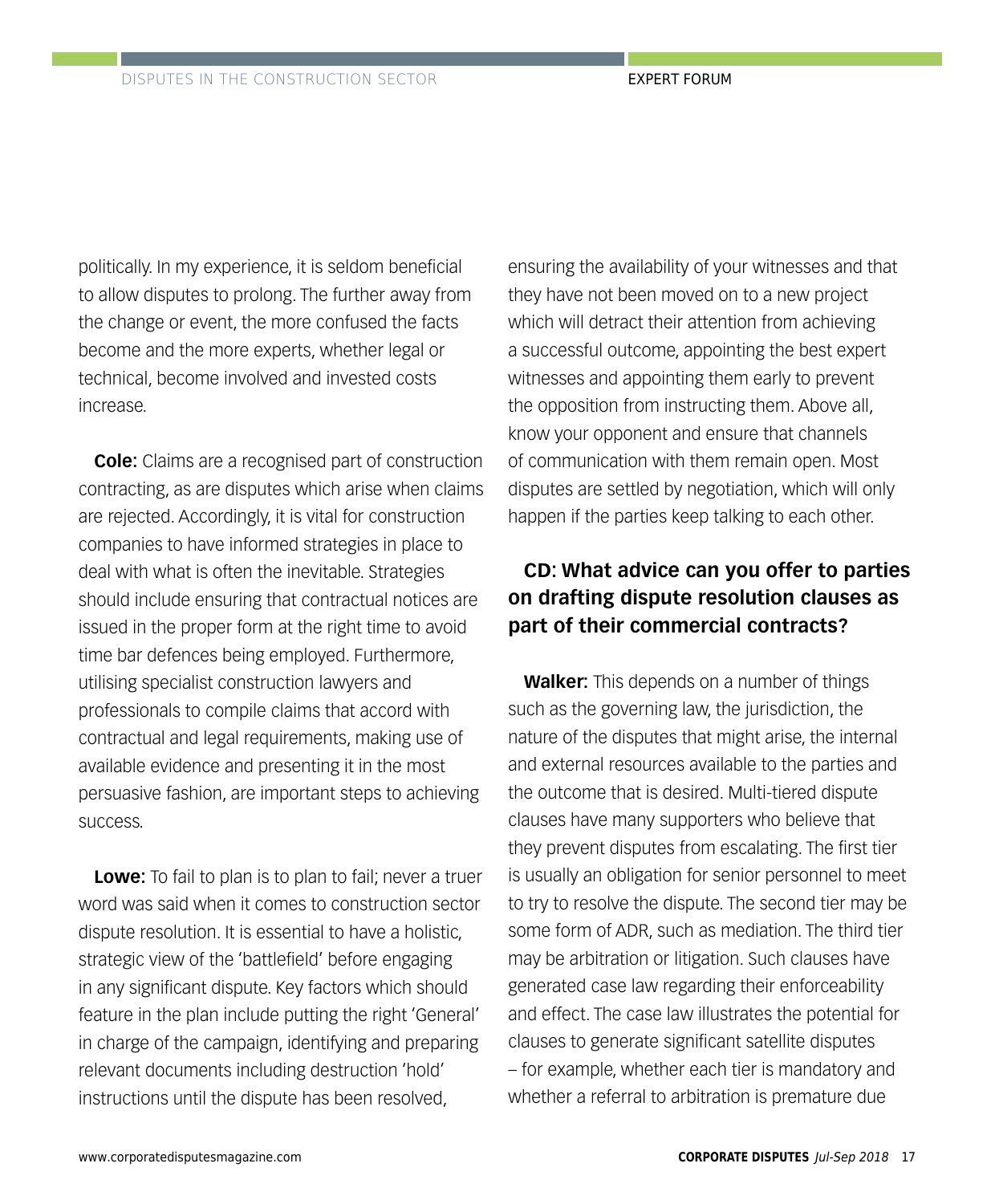politically. In my experience, it is seldom beneficial to allow disputes to prolong. The further away from the change or event, the more confused the facts become and the more experts, whether legal or technical, become involved and invested costs increase.

**Cole:** Claims are a recognised part of construction contracting, as are disputes which arise when claims are rejected. Accordingly, it is vital for construction companies to have informed strategies in place to deal with what is often the inevitable. Strategies should include ensuring that contractual notices are issued in the proper form at the right time to avoid time bar defences being employed. Furthermore, utilising specialist construction lawyers and professionals to compile claims that accord with contractual and legal requirements, making use of available evidence and presenting it in the most persuasive fashion, are important steps to achieving success.

**Lowe:** To fail to plan is to plan to fail; never a truer word was said when it comes to construction sector dispute resolution. It is essential to have a holistic, strategic view of the 'battlefield' before engaging in any significant dispute. Key factors which should feature in the plan include putting the right 'General' in charge of the campaign, identifying and preparing relevant documents including destruction 'hold' instructions until the dispute has been resolved, ensuring the availability of your witnesses and that they have not been moved on to a new project which will detract their attention from achieving a successful outcome, appointing the best expert witnesses and appointing them early to prevent the opposition from instructing them. Above all, know your opponent and ensure that channels of communication with them remain open. Most disputes are settled by negotiation, which will only happen if the parties keep talking to each other.

## CD: What advice can you offer to parties on drafting dispute resolution clauses as part of their commercial contracts?

**Walker:** This depends on a number of things such as the governing law, the jurisdiction, the nature of the disputes that might arise, the internal and external resources available to the parties and the outcome that is desired. Multi-tiered dispute clauses have many supporters who believe that they prevent disputes from escalating. The first tier is usually an obligation for senior personnel to meet to try to resolve the dispute. The second tier may be some form of ADR, such as mediation. The third tier may be arbitration or litigation. Such clauses have generated case law regarding their enforceability and effect. The case law illustrates the potential for clauses to generate significant satellite disputes – for example, whether each tier is mandatory and whether a referral to arbitration is premature due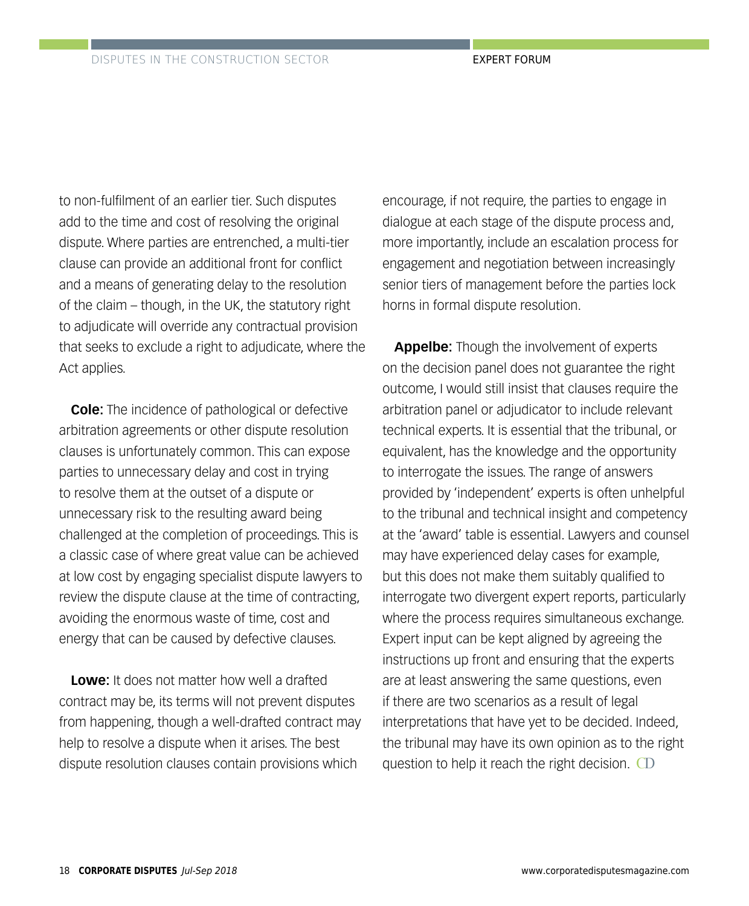to non-fulfilment of an earlier tier. Such disputes add to the time and cost of resolving the original dispute. Where parties are entrenched, a multi-tier clause can provide an additional front for conflict and a means of generating delay to the resolution of the claim – though, in the UK, the statutory right to adjudicate will override any contractual provision that seeks to exclude a right to adjudicate, where the Act applies.

**Cole:** The incidence of pathological or defective arbitration agreements or other dispute resolution clauses is unfortunately common. This can expose parties to unnecessary delay and cost in trying to resolve them at the outset of a dispute or unnecessary risk to the resulting award being challenged at the completion of proceedings. This is a classic case of where great value can be achieved at low cost by engaging specialist dispute lawyers to review the dispute clause at the time of contracting, avoiding the enormous waste of time, cost and energy that can be caused by defective clauses.

**Lowe:** It does not matter how well a drafted contract may be, its terms will not prevent disputes from happening, though a well-drafted contract may help to resolve a dispute when it arises. The best dispute resolution clauses contain provisions which encourage, if not require, the parties to engage in dialogue at each stage of the dispute process and, more importantly, include an escalation process for engagement and negotiation between increasingly senior tiers of management before the parties lock horns in formal dispute resolution.

**Appelbe:** Though the involvement of experts on the decision panel does not guarantee the right outcome, I would still insist that clauses require the arbitration panel or adjudicator to include relevant technical experts. It is essential that the tribunal, or equivalent, has the knowledge and the opportunity to interrogate the issues. The range of answers provided by 'independent' experts is often unhelpful to the tribunal and technical insight and competency at the 'award' table is essential. Lawyers and counsel may have experienced delay cases for example, but this does not make them suitably qualified to interrogate two divergent expert reports, particularly where the process requires simultaneous exchange. Expert input can be kept aligned by agreeing the instructions up front and ensuring that the experts are at least answering the same questions, even if there are two scenarios as a result of legal interpretations that have yet to be decided. Indeed, the tribunal may have its own opinion as to the right question to help it reach the right decision.